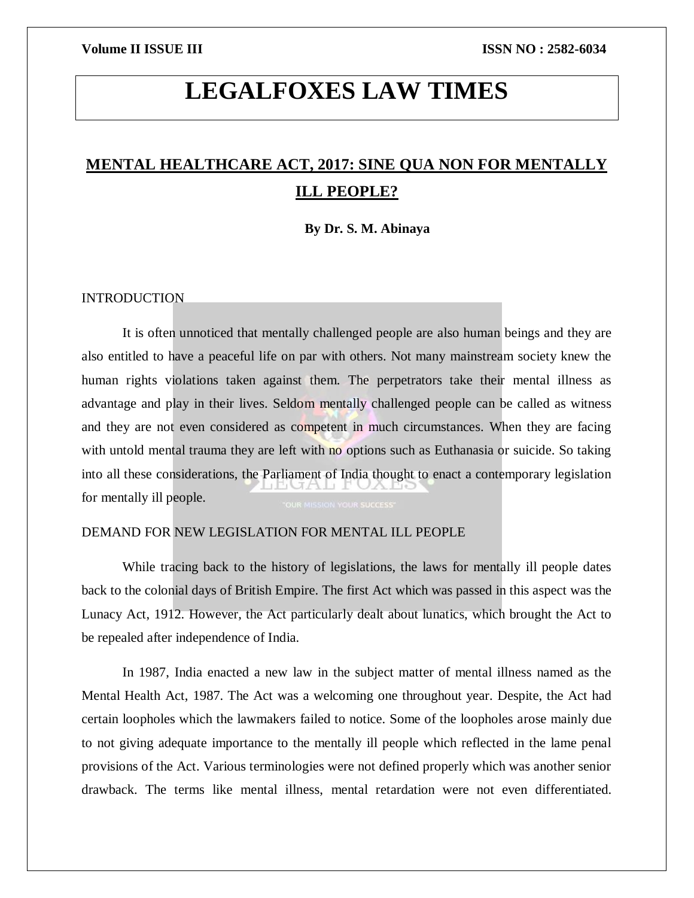# LEGALFOXES LAW TIMES

## MENTAL HEALTHCARE ACT, 2017: SINE QUA NON FOR MENTALLY ILL PEOPLE?

**By Dr. S. M. Abinaya**

INTRODUCTION

It is often unnoticed that mentally challenged people are also human beings and they are also entitled to have a peaceful life on par with others. Not many mainstream society knew the human rights violations taken against them. The perpetrators take their mental illness as advantage and play in their lives. Seldom mentally challenged people can be called as witness and they are not even considered as competent in much circumstances. When they are facing with untold mental trauma they are left with no options such as Euthanasia or suicide. So taking into all these considerations, the Parliament of India thought to enact a contemporary legislation for mentally ill people.

DEMAND FOR NEW LEGISLATION FOR MENTAL ILL PEOPLE

While tracing back to the history of legislations, the laws for mentally ill people dates back to the colonial days of British Empire. The first Act which was passed in this aspect was the Lunacy Act, 1912. However, the Act particularly dealt about lunatics, which brought the Act to be repealed after independence of India.

In 1987, India enacted a new law in the subject matter of mental illness named as the Mental Health Act, 1987. The Act was a welcoming one throughout year. Despite, the Act had certain loopholes which the lawmakers failed to notice. Some of the loopholes arose mainly due to not giving adequate importance to the mentally ill people which reflected in the lame penal provisions of the Act. Various terminologies were not defined properly which was another senior drawback. The terms like mental illness, mental retardation were not even differentiated.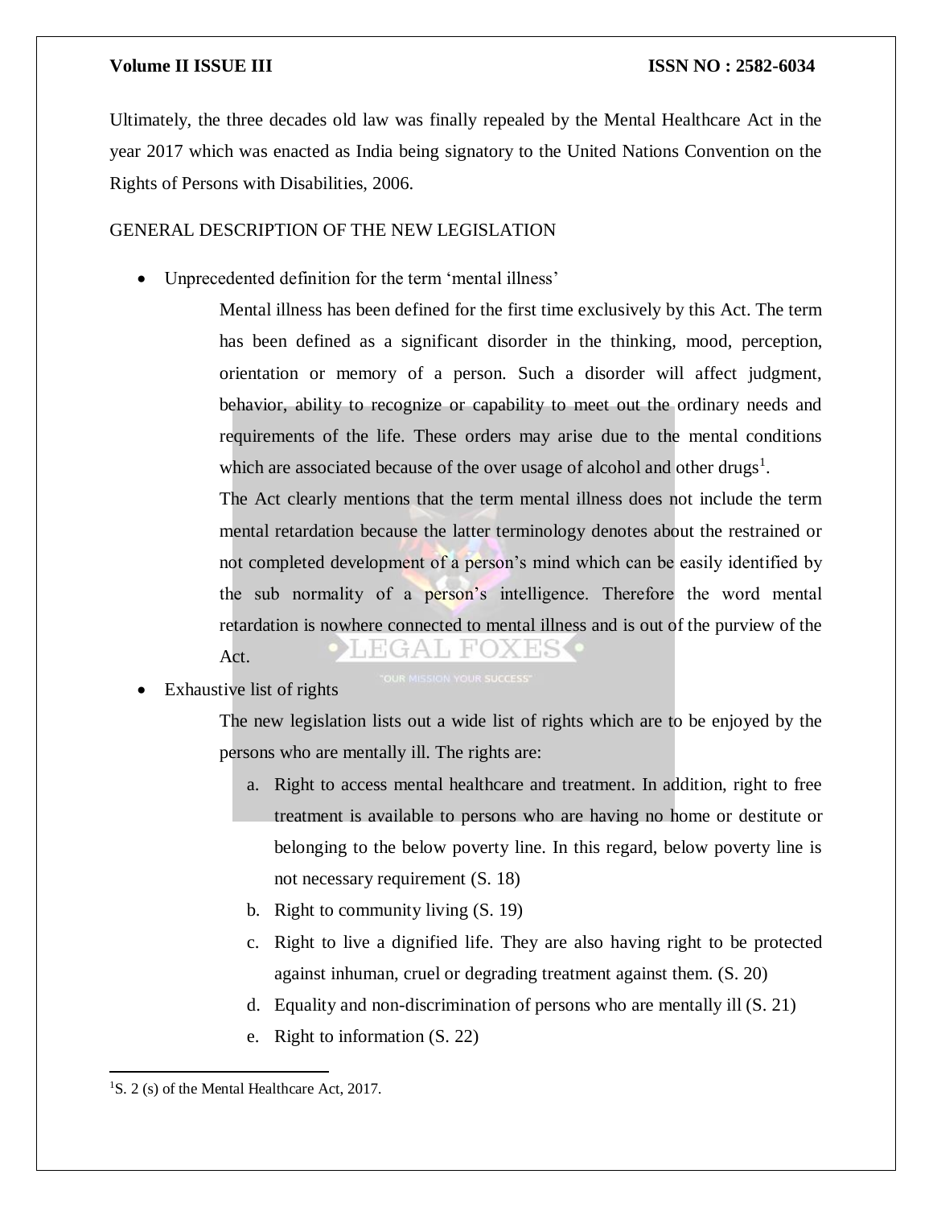Ultimately, the three decades old law was finally repealed by the Mental Healthcare Act in the year 2017 which was enacted as India being signatory to the United Nations Convention on the Rights of Persons with Disabilities, 2006.

GENERAL DESCRIPTION OF THE NEW LEGISLATION

- Unprecedented definition for the term 'mental illness'

  Mental illness has been defined for the first time exclusively by this Act. The term has been defined as a significant disorder in the thinking, mood, perception, orientation or memory of a person. Such a disorder will affect judgment, behavior, ability to recognize or capability to meet out the ordinary needs and requirements of the life. These orders may arise due to the mental conditions which are associated because of the over usage of alcohol and other drugs[1].

  The Act clearly mentions that the term mental illness does not include the term mental retardation because the latter terminology denotes about the restrained or not completed development of a person's mind which can be easily identified by the sub normality of a person's intelligence. Therefore the word mental retardation is nowhere connected to mental illness and is out of the purview of the Act.

- Exhaustive list of rights

  The new legislation lists out a wide list of rights which are to be enjoyed by the persons who are mentally ill. The rights are:

  a. Right to access mental healthcare and treatment. In addition, right to free treatment is available to persons who are having no home or destitute or belonging to the below poverty line. In this regard, below poverty line is not necessary requirement (S. 18)
  b. Right to community living (S. 19)
  c. Right to live a dignified life. They are also having right to be protected against inhuman, cruel or degrading treatment against them. (S. 20)
  d. Equality and non-discrimination of persons who are mentally ill (S. 21)
  e. Right to information (S. 22)

[1] S. 2 (s) of the Mental Healthcare Act, 2017.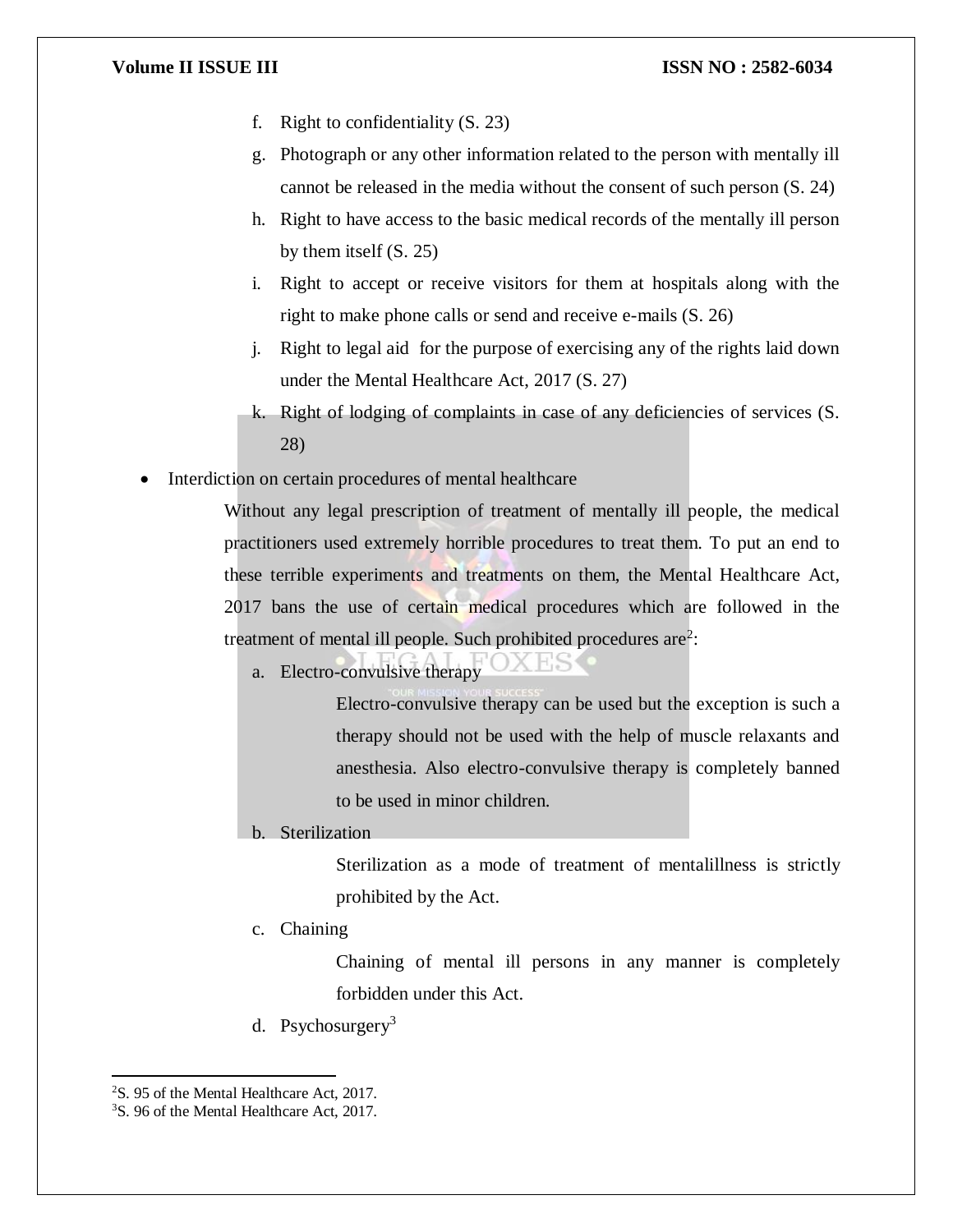f. Right to confidentiality (S. 23)

g. Photograph or any other information related to the person with mentally ill cannot be released in the media without the consent of such person (S. 24)

h. Right to have access to the basic medical records of the mentally ill person by them itself (S. 25)

i. Right to accept or receive visitors for them at hospitals along with the right to make phone calls or send and receive e-mails (S. 26)

j. Right to legal aid for the purpose of exercising any of the rights laid down under the Mental Healthcare Act, 2017 (S. 27)

k. Right of lodging of complaints in case of any deficiencies of services (S. 28)

- Interdiction on certain procedures of mental healthcare

  Without any legal prescription of treatment of mentally ill people, the medical practitioners used extremely horrible procedures to treat them. To put an end to these terrible experiments and treatments on them, the Mental Healthcare Act, 2017 bans the use of certain medical procedures which are followed in the treatment of mental ill people. Such prohibited procedures are[2]:

  a. Electro-convulsive therapy

     Electro-convulsive therapy can be used but the exception is such a therapy should not be used with the help of muscle relaxants and anesthesia. Also electro-convulsive therapy is completely banned to be used in minor children.

  b. Sterilization

     Sterilization as a mode of treatment of mentalillness is strictly prohibited by the Act.

  c. Chaining

     Chaining of mental ill persons in any manner is completely forbidden under this Act.

  d. Psychosurgery[3]

---

[2] S. 95 of the Mental Healthcare Act, 2017.

[3] S. 96 of the Mental Healthcare Act, 2017.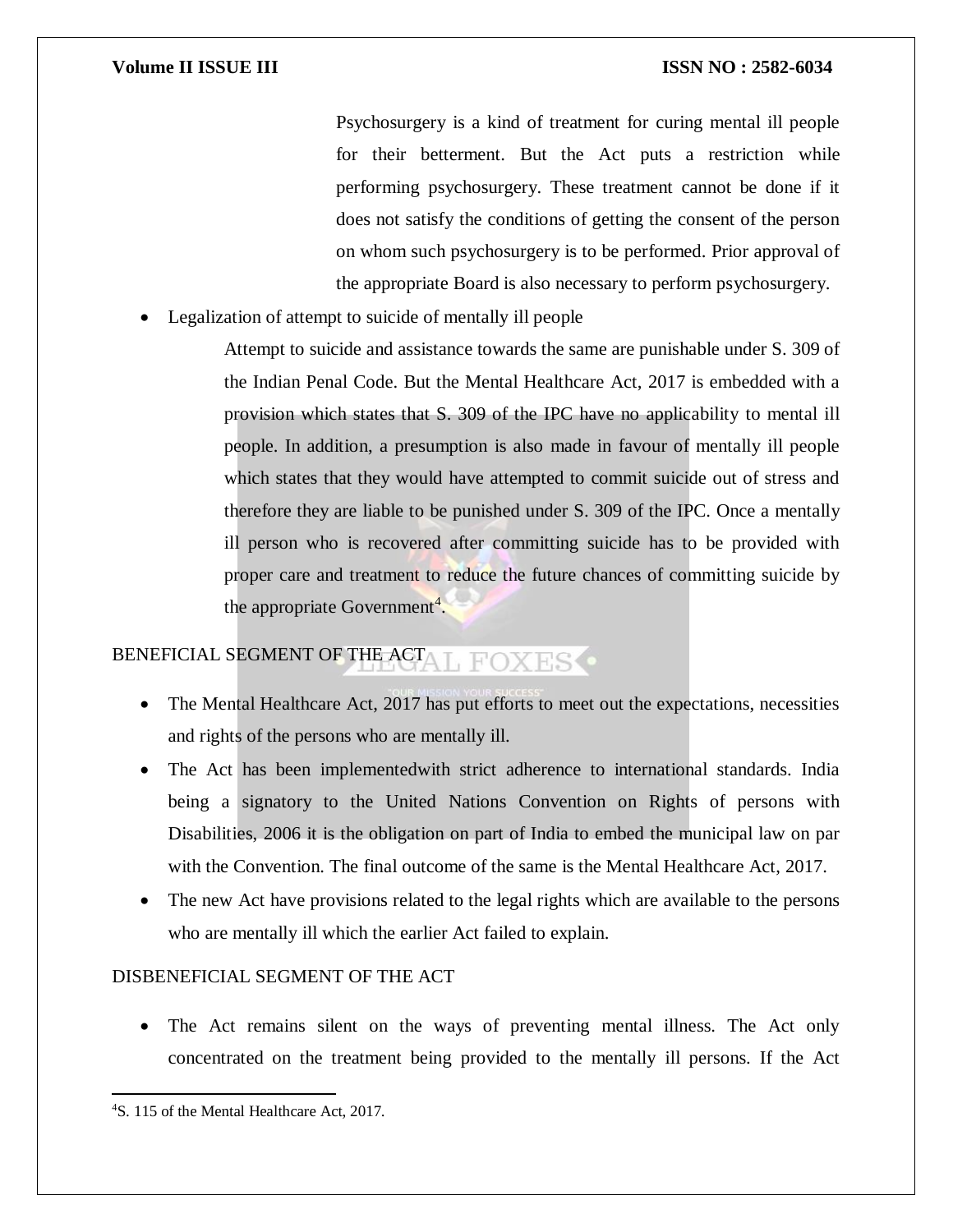Psychosurgery is a kind of treatment for curing mental ill people for their betterment. But the Act puts a restriction while performing psychosurgery. These treatment cannot be done if it does not satisfy the conditions of getting the consent of the person on whom such psychosurgery is to be performed. Prior approval of the appropriate Board is also necessary to perform psychosurgery.

- Legalization of attempt to suicide of mentally ill people

  Attempt to suicide and assistance towards the same are punishable under S. 309 of the Indian Penal Code. But the Mental Healthcare Act, 2017 is embedded with a provision which states that S. 309 of the IPC have no applicability to mental ill people. In addition, a presumption is also made in favour of mentally ill people which states that they would have attempted to commit suicide out of stress and therefore they are liable to be punished under S. 309 of the IPC. Once a mentally ill person who is recovered after committing suicide has to be provided with proper care and treatment to reduce the future chances of committing suicide by the appropriate Government[4].

BENEFICIAL SEGMENT OF THE ACT

- The Mental Healthcare Act, 2017 has put efforts to meet out the expectations, necessities and rights of the persons who are mentally ill.
- The Act has been implementedwith strict adherence to international standards. India being a signatory to the United Nations Convention on Rights of persons with Disabilities, 2006 it is the obligation on part of India to embed the municipal law on par with the Convention. The final outcome of the same is the Mental Healthcare Act, 2017.
- The new Act have provisions related to the legal rights which are available to the persons who are mentally ill which the earlier Act failed to explain.

DISBENEFICIAL SEGMENT OF THE ACT

- The Act remains silent on the ways of preventing mental illness. The Act only concentrated on the treatment being provided to the mentally ill persons. If the Act

[4]S. 115 of the Mental Healthcare Act, 2017.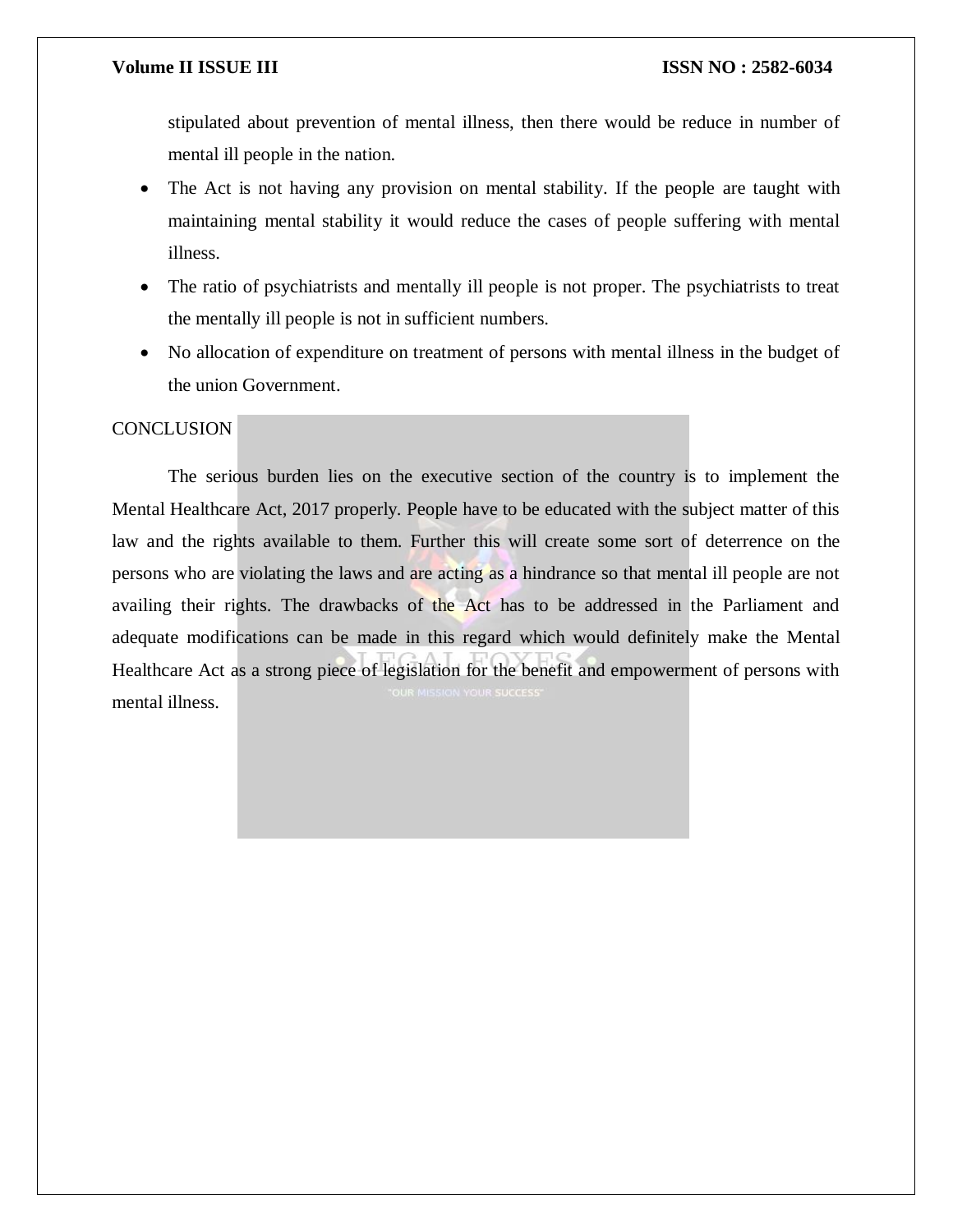stipulated about prevention of mental illness, then there would be reduce in number of mental ill people in the nation.

- The Act is not having any provision on mental stability. If the people are taught with maintaining mental stability it would reduce the cases of people suffering with mental illness.
- The ratio of psychiatrists and mentally ill people is not proper. The psychiatrists to treat the mentally ill people is not in sufficient numbers.
- No allocation of expenditure on treatment of persons with mental illness in the budget of the union Government.

## CONCLUSION

The serious burden lies on the executive section of the country is to implement the Mental Healthcare Act, 2017 properly. People have to be educated with the subject matter of this law and the rights available to them. Further this will create some sort of deterrence on the persons who are violating the laws and are acting as a hindrance so that mental ill people are not availing their rights. The drawbacks of the Act has to be addressed in the Parliament and adequate modifications can be made in this regard which would definitely make the Mental Healthcare Act as a strong piece of legislation for the benefit and empowerment of persons with mental illness.